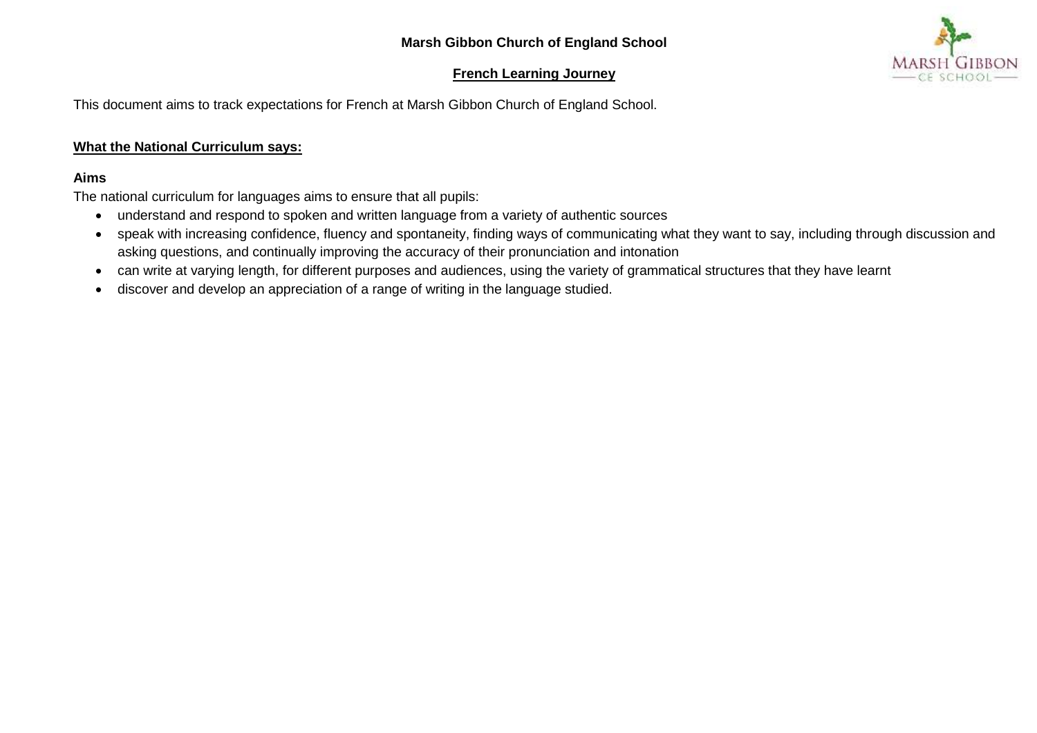**Marsh Gibbon Church of England School**

**French Learning Journey**

This document aims to track expectations for French at Marsh Gibbon Church of England School.

**What the National Curriculum says:**

**Aims**

The national curriculum for languages aims to ensure that all pupils:

- understand and respond to spoken and written language from a variety of authentic sources
- speak with increasing confidence, fluency and spontaneity, finding ways of communicating what they want to say, including through discussion and asking questions, and continually improving the accuracy of their pronunciation and intonation
- can write at varying length, for different purposes and audiences, using the variety of grammatical structures that they have learnt
- discover and develop an appreciation of a range of writing in the language studied.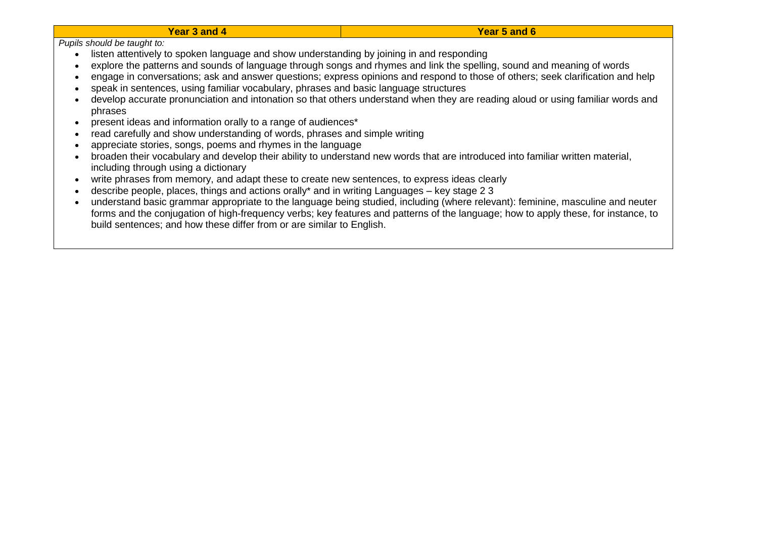| Year 3 and 4 | Year 5 and 6 |
| --- | --- |

*Pupils should be taught to:*

- listen attentively to spoken language and show understanding by joining in and responding
- explore the patterns and sounds of language through songs and rhymes and link the spelling, sound and meaning of words
- engage in conversations; ask and answer questions; express opinions and respond to those of others; seek clarification and help
- speak in sentences, using familiar vocabulary, phrases and basic language structures
- develop accurate pronunciation and intonation so that others understand when they are reading aloud or using familiar words and phrases
- present ideas and information orally to a range of audiences*
- read carefully and show understanding of words, phrases and simple writing
- appreciate stories, songs, poems and rhymes in the language
- broaden their vocabulary and develop their ability to understand new words that are introduced into familiar written material, including through using a dictionary
- write phrases from memory, and adapt these to create new sentences, to express ideas clearly
- describe people, places, things and actions orally* and in writing Languages – key stage 2 3
- understand basic grammar appropriate to the language being studied, including (where relevant): feminine, masculine and neuter forms and the conjugation of high-frequency verbs; key features and patterns of the language; how to apply these, for instance, to build sentences; and how these differ from or are similar to English.